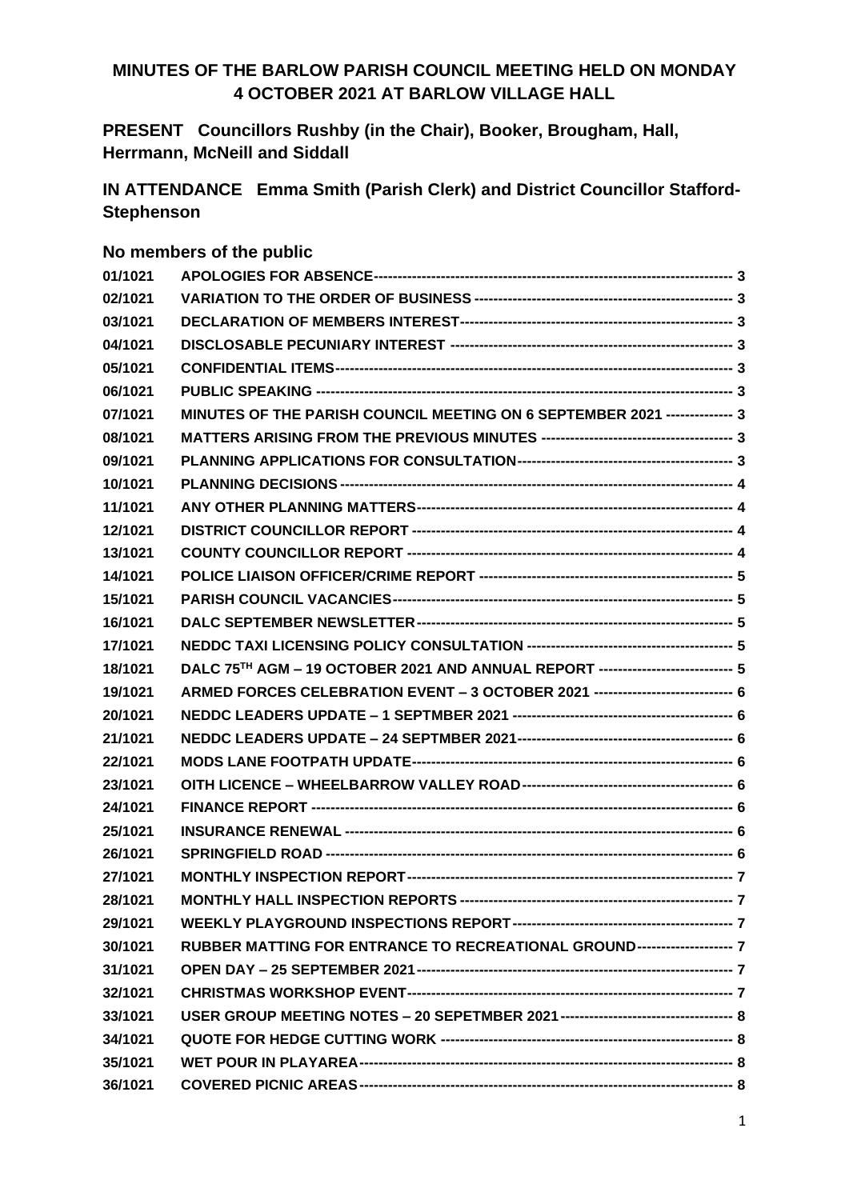# MINUTES OF THE BARLOW PARISH COUNCIL MEETING HELD ON MONDAY 4 OCTOBER 2021 AT BARLOW VILLAGE HALL

**PRESENT** Councillors Rushby (in the Chair), Booker, Brougham, Hall, Herrmann, McNeill and Siddall

**IN ATTENDANCE** Emma Smith (Parish Clerk) and District Councillor Stafford-Stephenson

**No members of the public**

| | | |
|---|---|---|
| 01/1021 | APOLOGIES FOR ABSENCE | 3 |
| 02/1021 | VARIATION TO THE ORDER OF BUSINESS | 3 |
| 03/1021 | DECLARATION OF MEMBERS INTEREST | 3 |
| 04/1021 | DISCLOSABLE PECUNIARY INTEREST | 3 |
| 05/1021 | CONFIDENTIAL ITEMS | 3 |
| 06/1021 | PUBLIC SPEAKING | 3 |
| 07/1021 | MINUTES OF THE PARISH COUNCIL MEETING ON 6 SEPTEMBER 2021 | 3 |
| 08/1021 | MATTERS ARISING FROM THE PREVIOUS MINUTES | 3 |
| 09/1021 | PLANNING APPLICATIONS FOR CONSULTATION | 3 |
| 10/1021 | PLANNING DECISIONS | 4 |
| 11/1021 | ANY OTHER PLANNING MATTERS | 4 |
| 12/1021 | DISTRICT COUNCILLOR REPORT | 4 |
| 13/1021 | COUNTY COUNCILLOR REPORT | 4 |
| 14/1021 | POLICE LIAISON OFFICER/CRIME REPORT | 5 |
| 15/1021 | PARISH COUNCIL VACANCIES | 5 |
| 16/1021 | DALC SEPTEMBER NEWSLETTER | 5 |
| 17/1021 | NEDDC TAXI LICENSING POLICY CONSULTATION | 5 |
| 18/1021 | DALC 75TH AGM – 19 OCTOBER 2021 AND ANNUAL REPORT | 5 |
| 19/1021 | ARMED FORCES CELEBRATION EVENT – 3 OCTOBER 2021 | 6 |
| 20/1021 | NEDDC LEADERS UPDATE – 1 SEPTMBER 2021 | 6 |
| 21/1021 | NEDDC LEADERS UPDATE – 24 SEPTMBER 2021 | 6 |
| 22/1021 | MODS LANE FOOTPATH UPDATE | 6 |
| 23/1021 | OITH LICENCE – WHEELBARROW VALLEY ROAD | 6 |
| 24/1021 | FINANCE REPORT | 6 |
| 25/1021 | INSURANCE RENEWAL | 6 |
| 26/1021 | SPRINGFIELD ROAD | 6 |
| 27/1021 | MONTHLY INSPECTION REPORT | 7 |
| 28/1021 | MONTHLY HALL INSPECTION REPORTS | 7 |
| 29/1021 | WEEKLY PLAYGROUND INSPECTIONS REPORT | 7 |
| 30/1021 | RUBBER MATTING FOR ENTRANCE TO RECREATIONAL GROUND | 7 |
| 31/1021 | OPEN DAY – 25 SEPTEMBER 2021 | 7 |
| 32/1021 | CHRISTMAS WORKSHOP EVENT | 7 |
| 33/1021 | USER GROUP MEETING NOTES – 20 SEPETMBER 2021 | 8 |
| 34/1021 | QUOTE FOR HEDGE CUTTING WORK | 8 |
| 35/1021 | WET POUR IN PLAYAREA | 8 |
| 36/1021 | COVERED PICNIC AREAS | 8 |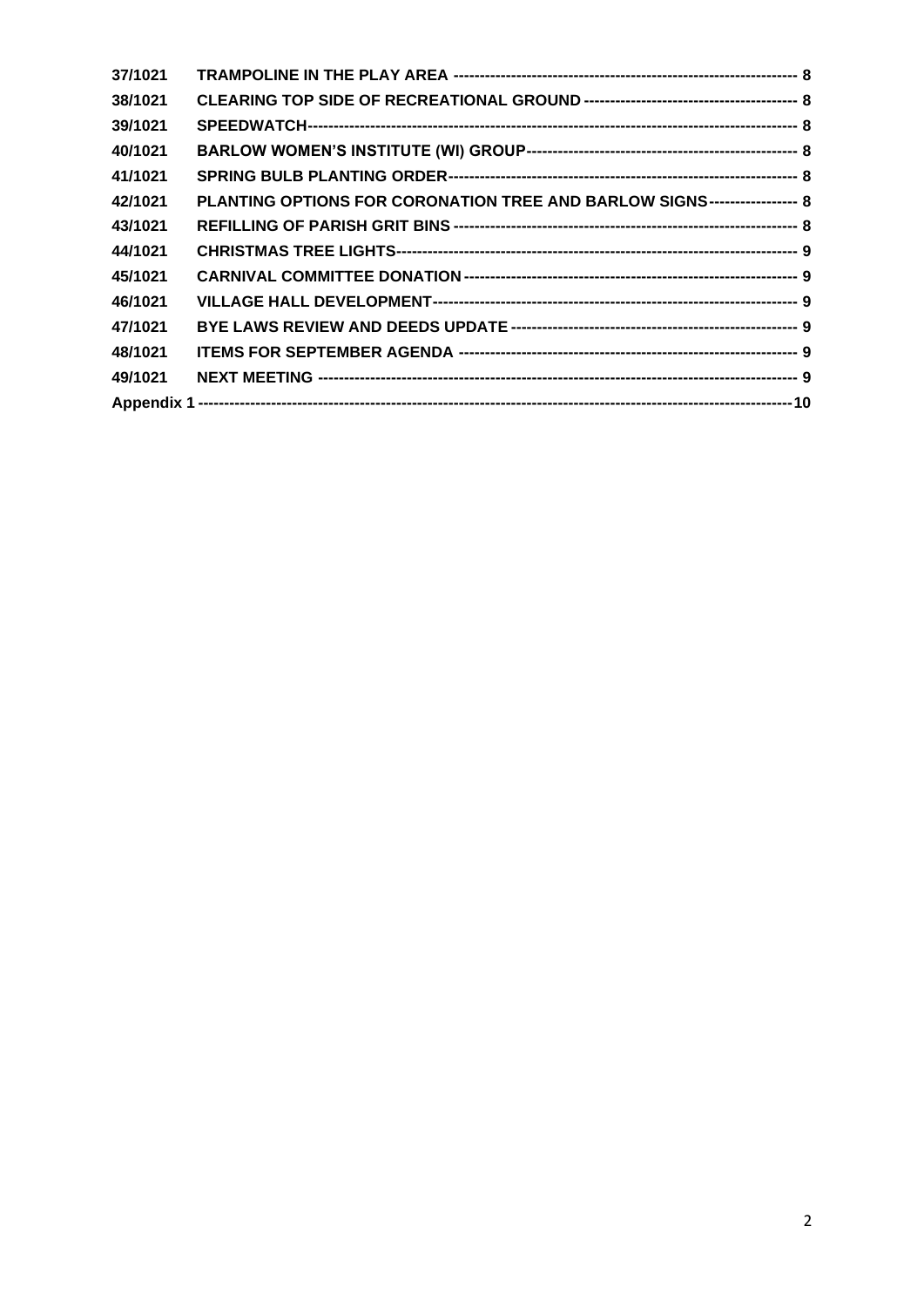| | | |
|---|---|---|
| 37/1021 | TRAMPOLINE IN THE PLAY AREA | 8 |
| 38/1021 | CLEARING TOP SIDE OF RECREATIONAL GROUND | 8 |
| 39/1021 | SPEEDWATCH | 8 |
| 40/1021 | BARLOW WOMEN'S INSTITUTE (WI) GROUP | 8 |
| 41/1021 | SPRING BULB PLANTING ORDER | 8 |
| 42/1021 | PLANTING OPTIONS FOR CORONATION TREE AND BARLOW SIGNS | 8 |
| 43/1021 | REFILLING OF PARISH GRIT BINS | 8 |
| 44/1021 | CHRISTMAS TREE LIGHTS | 9 |
| 45/1021 | CARNIVAL COMMITTEE DONATION | 9 |
| 46/1021 | VILLAGE HALL DEVELOPMENT | 9 |
| 47/1021 | BYE LAWS REVIEW AND DEEDS UPDATE | 9 |
| 48/1021 | ITEMS FOR SEPTEMBER AGENDA | 9 |
| 49/1021 | NEXT MEETING | 9 |
| Appendix 1 | | 10 |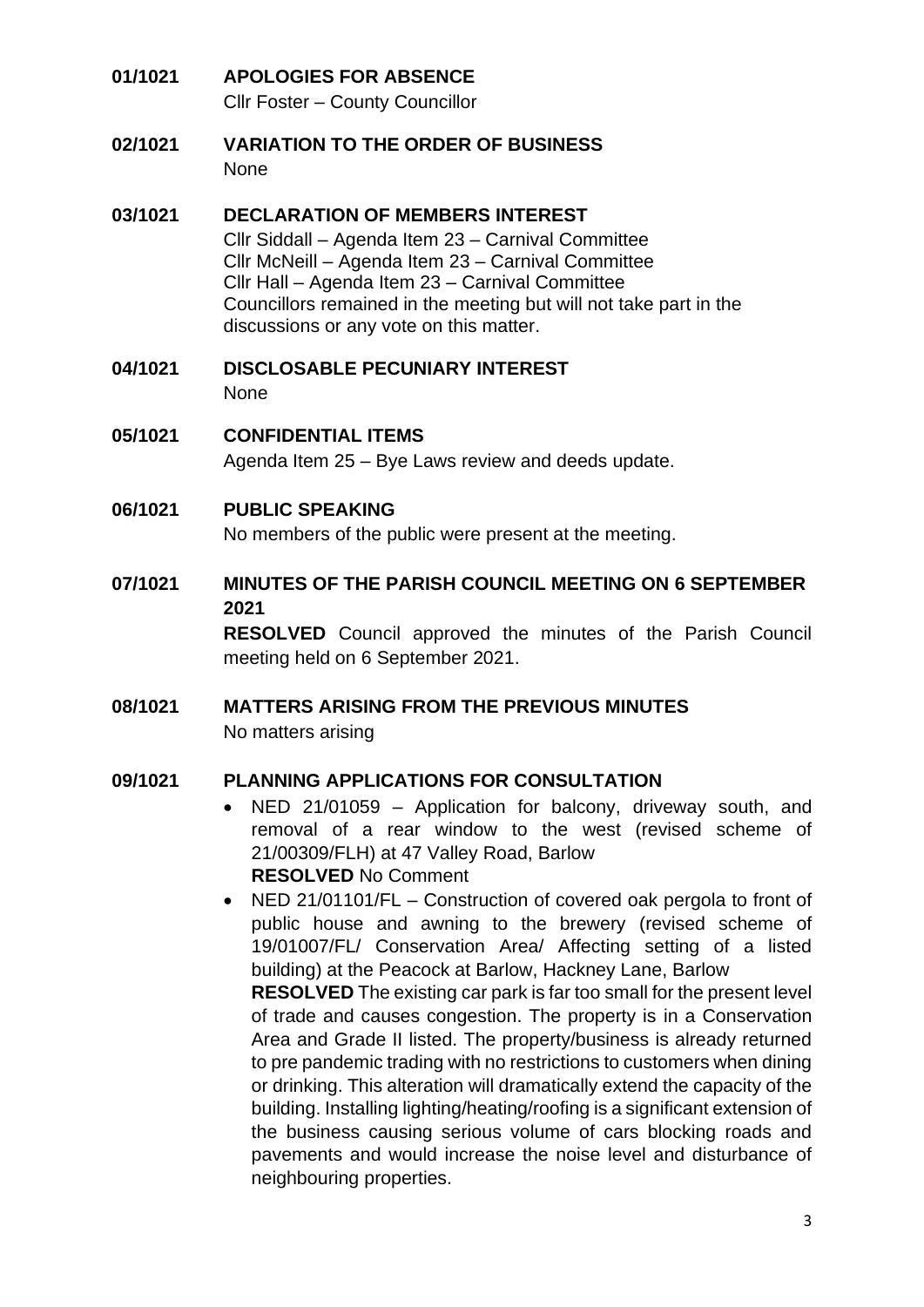**01/1021 APOLOGIES FOR ABSENCE**

Cllr Foster – County Councillor

**02/1021 VARIATION TO THE ORDER OF BUSINESS**

None

**03/1021 DECLARATION OF MEMBERS INTEREST**

Cllr Siddall – Agenda Item 23 – Carnival Committee
Cllr McNeill – Agenda Item 23 – Carnival Committee
Cllr Hall – Agenda Item 23 – Carnival Committee
Councillors remained in the meeting but will not take part in the discussions or any vote on this matter.

**04/1021 DISCLOSABLE PECUNIARY INTEREST**

None

**05/1021 CONFIDENTIAL ITEMS**

Agenda Item 25 – Bye Laws review and deeds update.

**06/1021 PUBLIC SPEAKING**

No members of the public were present at the meeting.

**07/1021 MINUTES OF THE PARISH COUNCIL MEETING ON 6 SEPTEMBER 2021**

**RESOLVED** Council approved the minutes of the Parish Council meeting held on 6 September 2021.

**08/1021 MATTERS ARISING FROM THE PREVIOUS MINUTES**

No matters arising

**09/1021 PLANNING APPLICATIONS FOR CONSULTATION**

- NED 21/01059 – Application for balcony, driveway south, and removal of a rear window to the west (revised scheme of 21/00309/FLH) at 47 Valley Road, Barlow
  **RESOLVED** No Comment
- NED 21/01101/FL – Construction of covered oak pergola to front of public house and awning to the brewery (revised scheme of 19/01007/FL/ Conservation Area/ Affecting setting of a listed building) at the Peacock at Barlow, Hackney Lane, Barlow
  **RESOLVED** The existing car park is far too small for the present level of trade and causes congestion. The property is in a Conservation Area and Grade II listed. The property/business is already returned to pre pandemic trading with no restrictions to customers when dining or drinking. This alteration will dramatically extend the capacity of the building. Installing lighting/heating/roofing is a significant extension of the business causing serious volume of cars blocking roads and pavements and would increase the noise level and disturbance of neighbouring properties.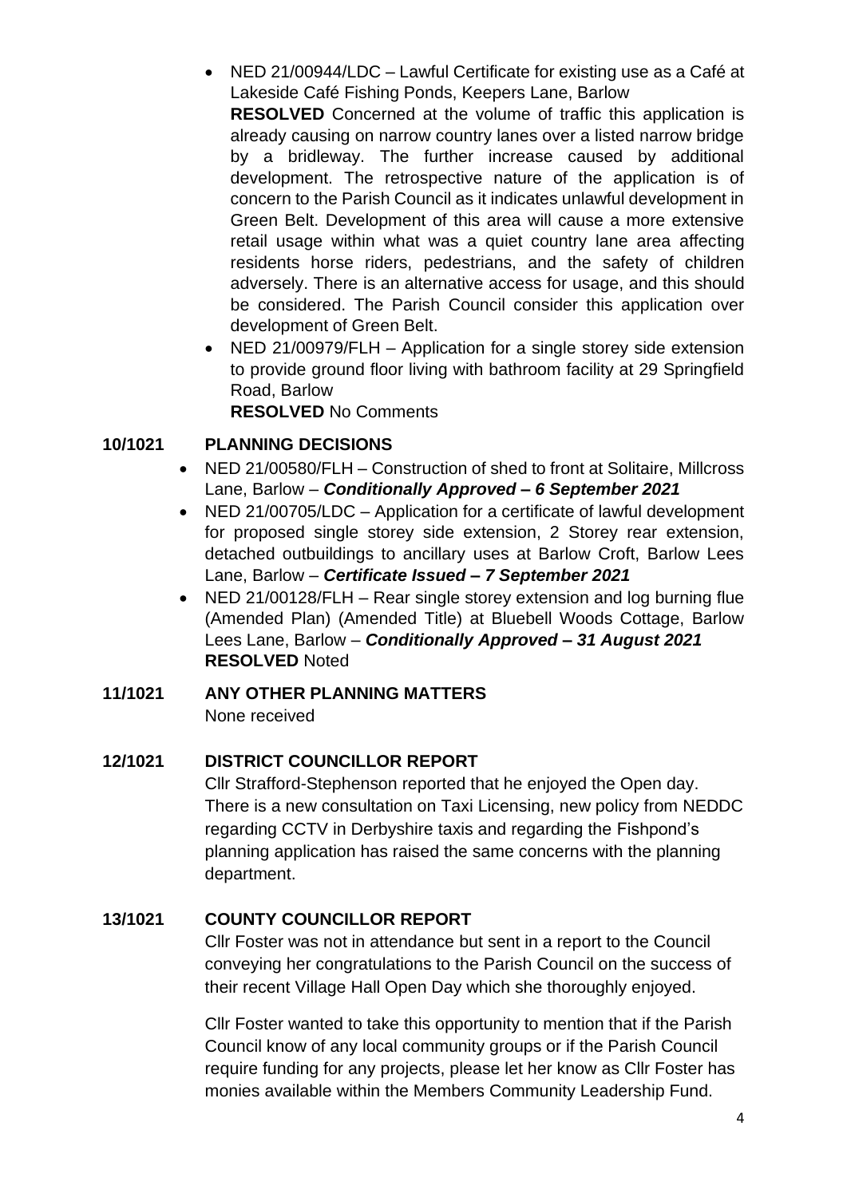- NED 21/00944/LDC – Lawful Certificate for existing use as a Café at Lakeside Café Fishing Ponds, Keepers Lane, Barlow
  **RESOLVED** Concerned at the volume of traffic this application is already causing on narrow country lanes over a listed narrow bridge by a bridleway. The further increase caused by additional development. The retrospective nature of the application is of concern to the Parish Council as it indicates unlawful development in Green Belt. Development of this area will cause a more extensive retail usage within what was a quiet country lane area affecting residents horse riders, pedestrians, and the safety of children adversely. There is an alternative access for usage, and this should be considered. The Parish Council consider this application over development of Green Belt.
- NED 21/00979/FLH – Application for a single storey side extension to provide ground floor living with bathroom facility at 29 Springfield Road, Barlow
  **RESOLVED** No Comments

**10/1021 PLANNING DECISIONS**

- NED 21/00580/FLH – Construction of shed to front at Solitaire, Millcross Lane, Barlow – ***Conditionally Approved – 6 September 2021***
- NED 21/00705/LDC – Application for a certificate of lawful development for proposed single storey side extension, 2 Storey rear extension, detached outbuildings to ancillary uses at Barlow Croft, Barlow Lees Lane, Barlow – ***Certificate Issued – 7 September 2021***
- NED 21/00128/FLH – Rear single storey extension and log burning flue (Amended Plan) (Amended Title) at Bluebell Woods Cottage, Barlow Lees Lane, Barlow – ***Conditionally Approved – 31 August 2021***
  **RESOLVED** Noted

**11/1021 ANY OTHER PLANNING MATTERS**

None received

**12/1021 DISTRICT COUNCILLOR REPORT**

Cllr Strafford-Stephenson reported that he enjoyed the Open day. There is a new consultation on Taxi Licensing, new policy from NEDDC regarding CCTV in Derbyshire taxis and regarding the Fishpond's planning application has raised the same concerns with the planning department.

**13/1021 COUNTY COUNCILLOR REPORT**

Cllr Foster was not in attendance but sent in a report to the Council conveying her congratulations to the Parish Council on the success of their recent Village Hall Open Day which she thoroughly enjoyed.

Cllr Foster wanted to take this opportunity to mention that if the Parish Council know of any local community groups or if the Parish Council require funding for any projects, please let her know as Cllr Foster has monies available within the Members Community Leadership Fund.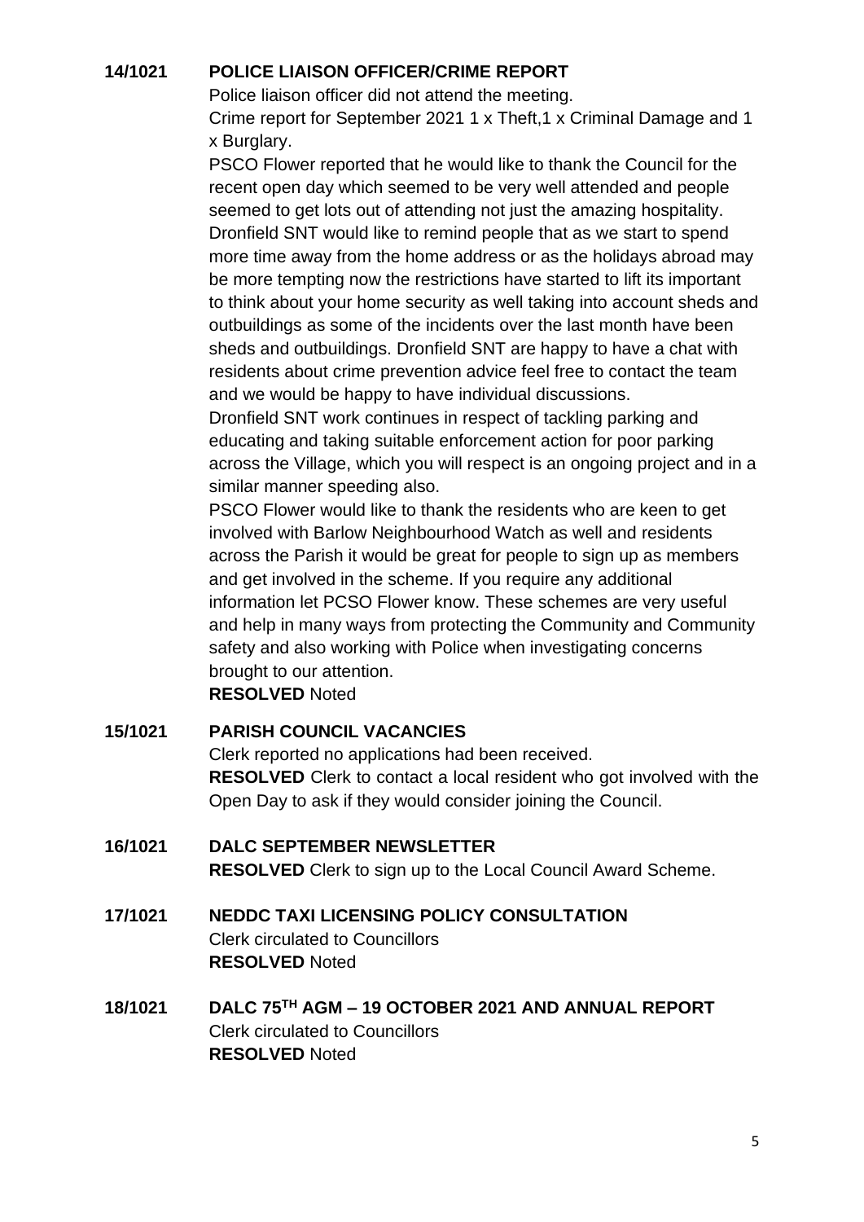**14/1021 POLICE LIAISON OFFICER/CRIME REPORT**

Police liaison officer did not attend the meeting.

Crime report for September 2021 1 x Theft,1 x Criminal Damage and 1 x Burglary.

PSCO Flower reported that he would like to thank the Council for the recent open day which seemed to be very well attended and people seemed to get lots out of attending not just the amazing hospitality. Dronfield SNT would like to remind people that as we start to spend more time away from the home address or as the holidays abroad may be more tempting now the restrictions have started to lift its important to think about your home security as well taking into account sheds and outbuildings as some of the incidents over the last month have been sheds and outbuildings. Dronfield SNT are happy to have a chat with residents about crime prevention advice feel free to contact the team and we would be happy to have individual discussions.

Dronfield SNT work continues in respect of tackling parking and educating and taking suitable enforcement action for poor parking across the Village, which you will respect is an ongoing project and in a similar manner speeding also.

PSCO Flower would like to thank the residents who are keen to get involved with Barlow Neighbourhood Watch as well and residents across the Parish it would be great for people to sign up as members and get involved in the scheme. If you require any additional information let PCSO Flower know. These schemes are very useful and help in many ways from protecting the Community and Community safety and also working with Police when investigating concerns brought to our attention.

**RESOLVED** Noted

**15/1021 PARISH COUNCIL VACANCIES**

Clerk reported no applications had been received.

**RESOLVED** Clerk to contact a local resident who got involved with the Open Day to ask if they would consider joining the Council.

**16/1021 DALC SEPTEMBER NEWSLETTER**

**RESOLVED** Clerk to sign up to the Local Council Award Scheme.

**17/1021 NEDDC TAXI LICENSING POLICY CONSULTATION**

Clerk circulated to Councillors

**RESOLVED** Noted

**18/1021 DALC 75TH AGM – 19 OCTOBER 2021 AND ANNUAL REPORT**

Clerk circulated to Councillors

**RESOLVED** Noted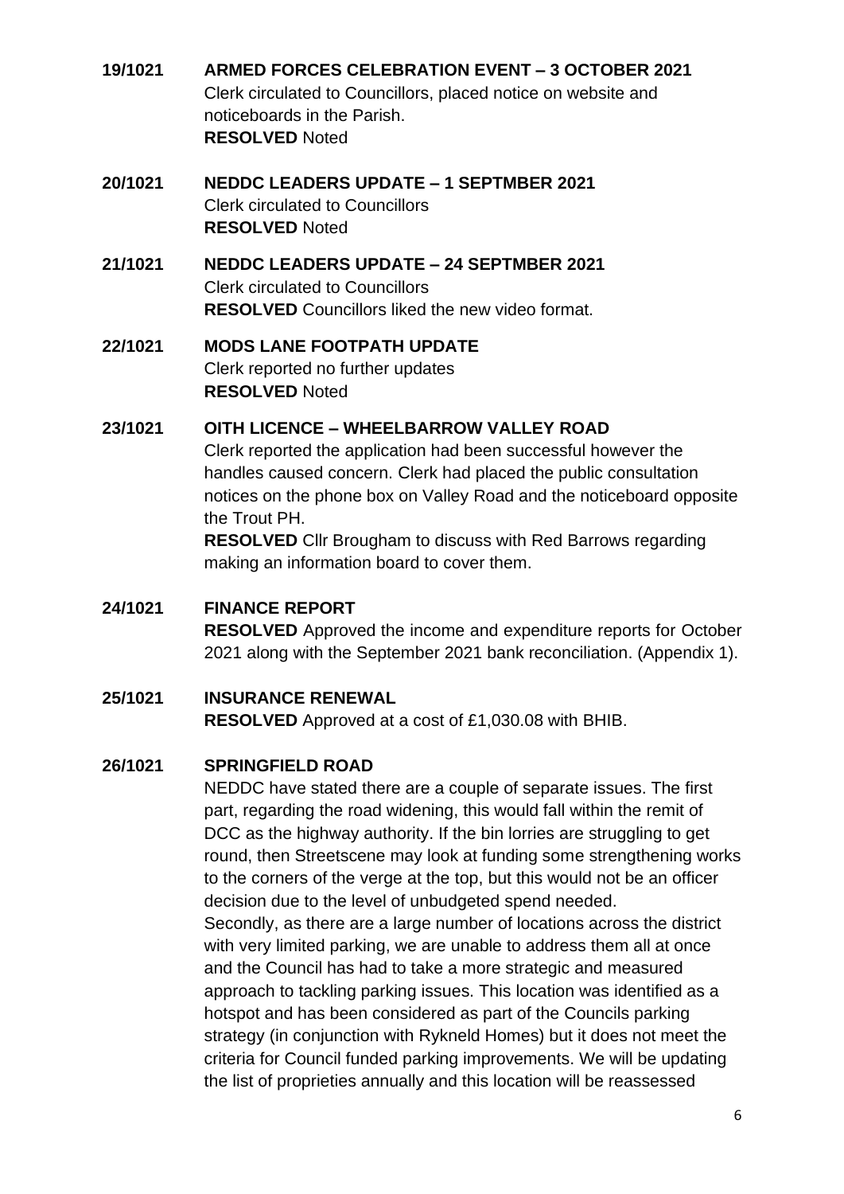**19/1021 ARMED FORCES CELEBRATION EVENT – 3 OCTOBER 2021**
Clerk circulated to Councillors, placed notice on website and noticeboards in the Parish.
**RESOLVED** Noted

**20/1021 NEDDC LEADERS UPDATE – 1 SEPTMBER 2021**
Clerk circulated to Councillors
**RESOLVED** Noted

**21/1021 NEDDC LEADERS UPDATE – 24 SEPTMBER 2021**
Clerk circulated to Councillors
**RESOLVED** Councillors liked the new video format.

**22/1021 MODS LANE FOOTPATH UPDATE**
Clerk reported no further updates
**RESOLVED** Noted

**23/1021 OITH LICENCE – WHEELBARROW VALLEY ROAD**
Clerk reported the application had been successful however the handles caused concern. Clerk had placed the public consultation notices on the phone box on Valley Road and the noticeboard opposite the Trout PH.
**RESOLVED** Cllr Brougham to discuss with Red Barrows regarding making an information board to cover them.

**24/1021 FINANCE REPORT**
**RESOLVED** Approved the income and expenditure reports for October 2021 along with the September 2021 bank reconciliation. (Appendix 1).

**25/1021 INSURANCE RENEWAL**
**RESOLVED** Approved at a cost of £1,030.08 with BHIB.

**26/1021 SPRINGFIELD ROAD**
NEDDC have stated there are a couple of separate issues. The first part, regarding the road widening, this would fall within the remit of DCC as the highway authority. If the bin lorries are struggling to get round, then Streetscene may look at funding some strengthening works to the corners of the verge at the top, but this would not be an officer decision due to the level of unbudgeted spend needed.
Secondly, as there are a large number of locations across the district with very limited parking, we are unable to address them all at once and the Council has had to take a more strategic and measured approach to tackling parking issues. This location was identified as a hotspot and has been considered as part of the Councils parking strategy (in conjunction with Rykneld Homes) but it does not meet the criteria for Council funded parking improvements. We will be updating the list of proprieties annually and this location will be reassessed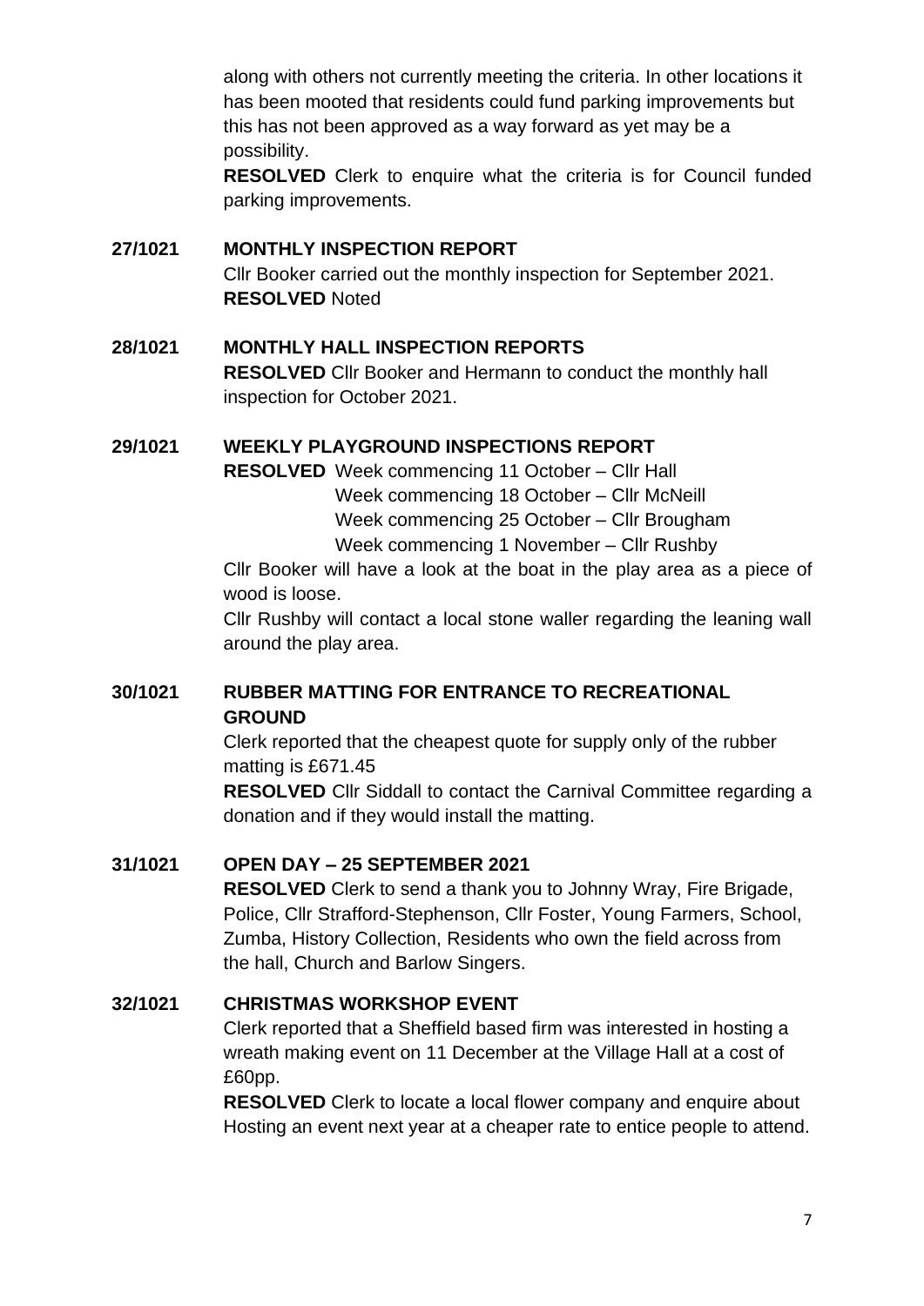along with others not currently meeting the criteria. In other locations it has been mooted that residents could fund parking improvements but this has not been approved as a way forward as yet may be a possibility.

**RESOLVED** Clerk to enquire what the criteria is for Council funded parking improvements.

**27/1021 MONTHLY INSPECTION REPORT**

Cllr Booker carried out the monthly inspection for September 2021.

**RESOLVED** Noted

**28/1021 MONTHLY HALL INSPECTION REPORTS**

**RESOLVED** Cllr Booker and Hermann to conduct the monthly hall inspection for October 2021.

**29/1021 WEEKLY PLAYGROUND INSPECTIONS REPORT**

**RESOLVED** Week commencing 11 October – Cllr Hall
Week commencing 18 October – Cllr McNeill
Week commencing 25 October – Cllr Brougham
Week commencing 1 November – Cllr Rushby

Cllr Booker will have a look at the boat in the play area as a piece of wood is loose.

Cllr Rushby will contact a local stone waller regarding the leaning wall around the play area.

**30/1021 RUBBER MATTING FOR ENTRANCE TO RECREATIONAL GROUND**

Clerk reported that the cheapest quote for supply only of the rubber matting is £671.45

**RESOLVED** Cllr Siddall to contact the Carnival Committee regarding a donation and if they would install the matting.

**31/1021 OPEN DAY – 25 SEPTEMBER 2021**

**RESOLVED** Clerk to send a thank you to Johnny Wray, Fire Brigade, Police, Cllr Strafford-Stephenson, Cllr Foster, Young Farmers, School, Zumba, History Collection, Residents who own the field across from the hall, Church and Barlow Singers.

**32/1021 CHRISTMAS WORKSHOP EVENT**

Clerk reported that a Sheffield based firm was interested in hosting a wreath making event on 11 December at the Village Hall at a cost of £60pp.

**RESOLVED** Clerk to locate a local flower company and enquire about Hosting an event next year at a cheaper rate to entice people to attend.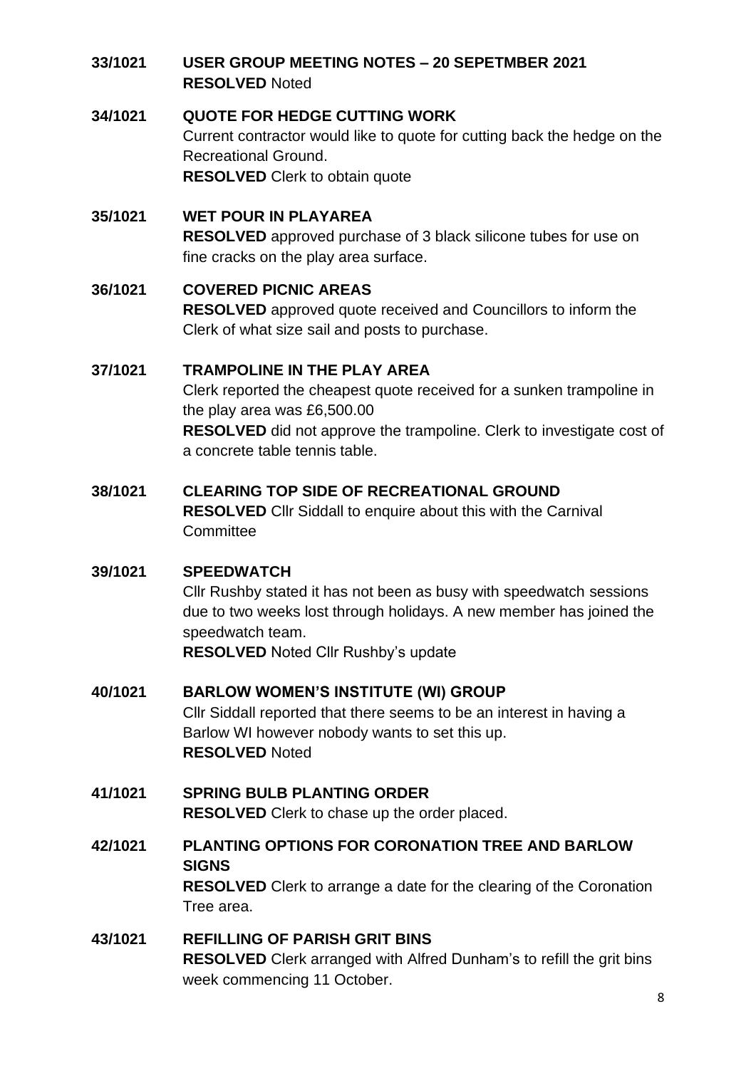**33/1021 USER GROUP MEETING NOTES – 20 SEPETMBER 2021**
**RESOLVED** Noted

**34/1021 QUOTE FOR HEDGE CUTTING WORK**
Current contractor would like to quote for cutting back the hedge on the Recreational Ground.
**RESOLVED** Clerk to obtain quote

**35/1021 WET POUR IN PLAYAREA**
**RESOLVED** approved purchase of 3 black silicone tubes for use on fine cracks on the play area surface.

**36/1021 COVERED PICNIC AREAS**
**RESOLVED** approved quote received and Councillors to inform the Clerk of what size sail and posts to purchase.

**37/1021 TRAMPOLINE IN THE PLAY AREA**
Clerk reported the cheapest quote received for a sunken trampoline in the play area was £6,500.00
**RESOLVED** did not approve the trampoline. Clerk to investigate cost of a concrete table tennis table.

**38/1021 CLEARING TOP SIDE OF RECREATIONAL GROUND**
**RESOLVED** Cllr Siddall to enquire about this with the Carnival Committee

**39/1021 SPEEDWATCH**
Cllr Rushby stated it has not been as busy with speedwatch sessions due to two weeks lost through holidays. A new member has joined the speedwatch team.
**RESOLVED** Noted Cllr Rushby's update

**40/1021 BARLOW WOMEN'S INSTITUTE (WI) GROUP**
Cllr Siddall reported that there seems to be an interest in having a Barlow WI however nobody wants to set this up.
**RESOLVED** Noted

**41/1021 SPRING BULB PLANTING ORDER**
**RESOLVED** Clerk to chase up the order placed.

**42/1021 PLANTING OPTIONS FOR CORONATION TREE AND BARLOW SIGNS**
**RESOLVED** Clerk to arrange a date for the clearing of the Coronation Tree area.

**43/1021 REFILLING OF PARISH GRIT BINS**
**RESOLVED** Clerk arranged with Alfred Dunham's to refill the grit bins week commencing 11 October.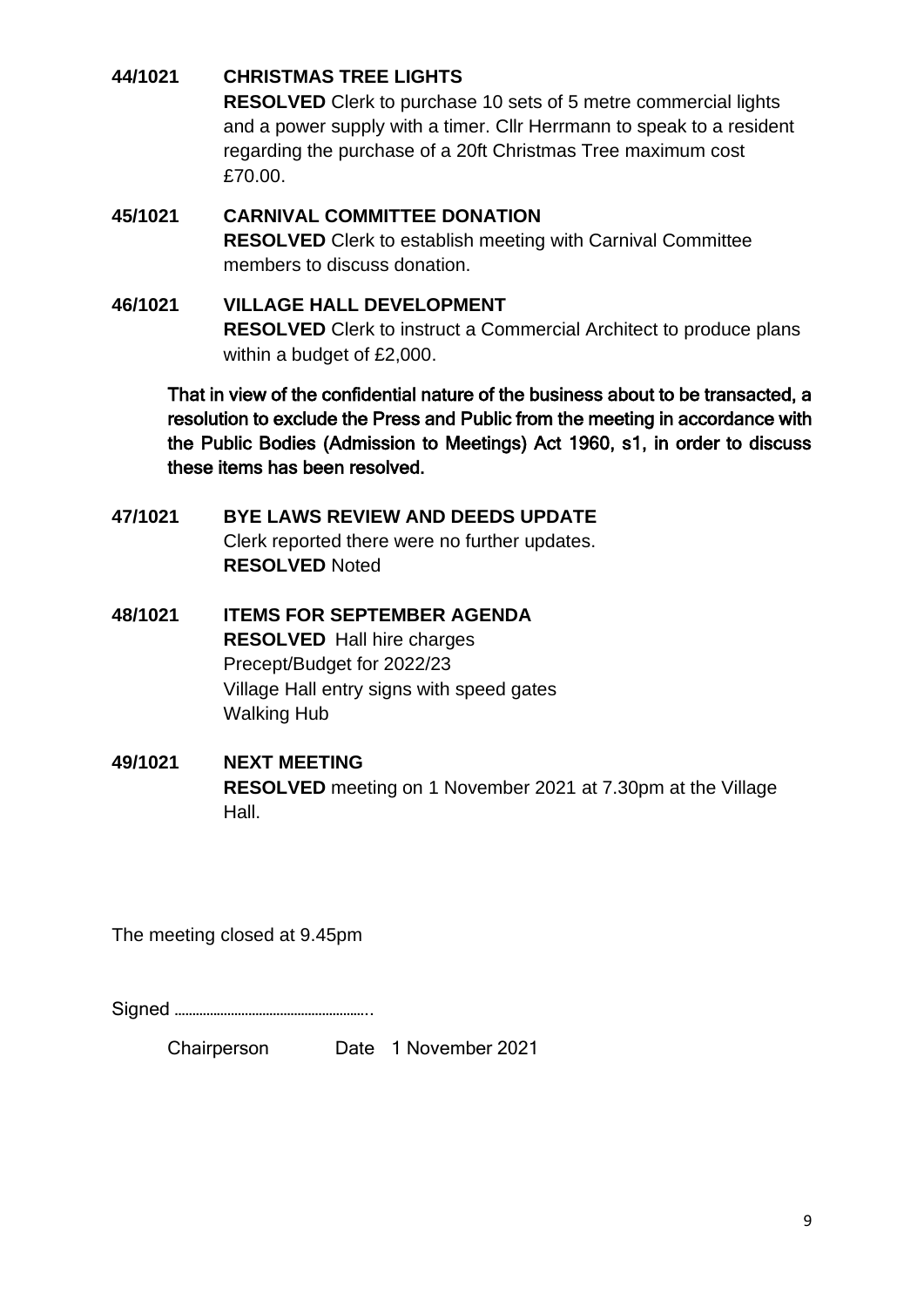**44/1021 CHRISTMAS TREE LIGHTS**

**RESOLVED** Clerk to purchase 10 sets of 5 metre commercial lights and a power supply with a timer. Cllr Herrmann to speak to a resident regarding the purchase of a 20ft Christmas Tree maximum cost £70.00.

**45/1021 CARNIVAL COMMITTEE DONATION**

**RESOLVED** Clerk to establish meeting with Carnival Committee members to discuss donation.

**46/1021 VILLAGE HALL DEVELOPMENT**

**RESOLVED** Clerk to instruct a Commercial Architect to produce plans within a budget of £2,000.

**That in view of the confidential nature of the business about to be transacted, a resolution to exclude the Press and Public from the meeting in accordance with the Public Bodies (Admission to Meetings) Act 1960, s1, in order to discuss these items has been resolved.**

**47/1021 BYE LAWS REVIEW AND DEEDS UPDATE**

Clerk reported there were no further updates.
**RESOLVED** Noted

**48/1021 ITEMS FOR SEPTEMBER AGENDA**

**RESOLVED** Hall hire charges
Precept/Budget for 2022/23
Village Hall entry signs with speed gates
Walking Hub

**49/1021 NEXT MEETING**

**RESOLVED** meeting on 1 November 2021 at 7.30pm at the Village Hall.

The meeting closed at 9.45pm

Signed ……………………………………………..

Chairperson Date 1 November 2021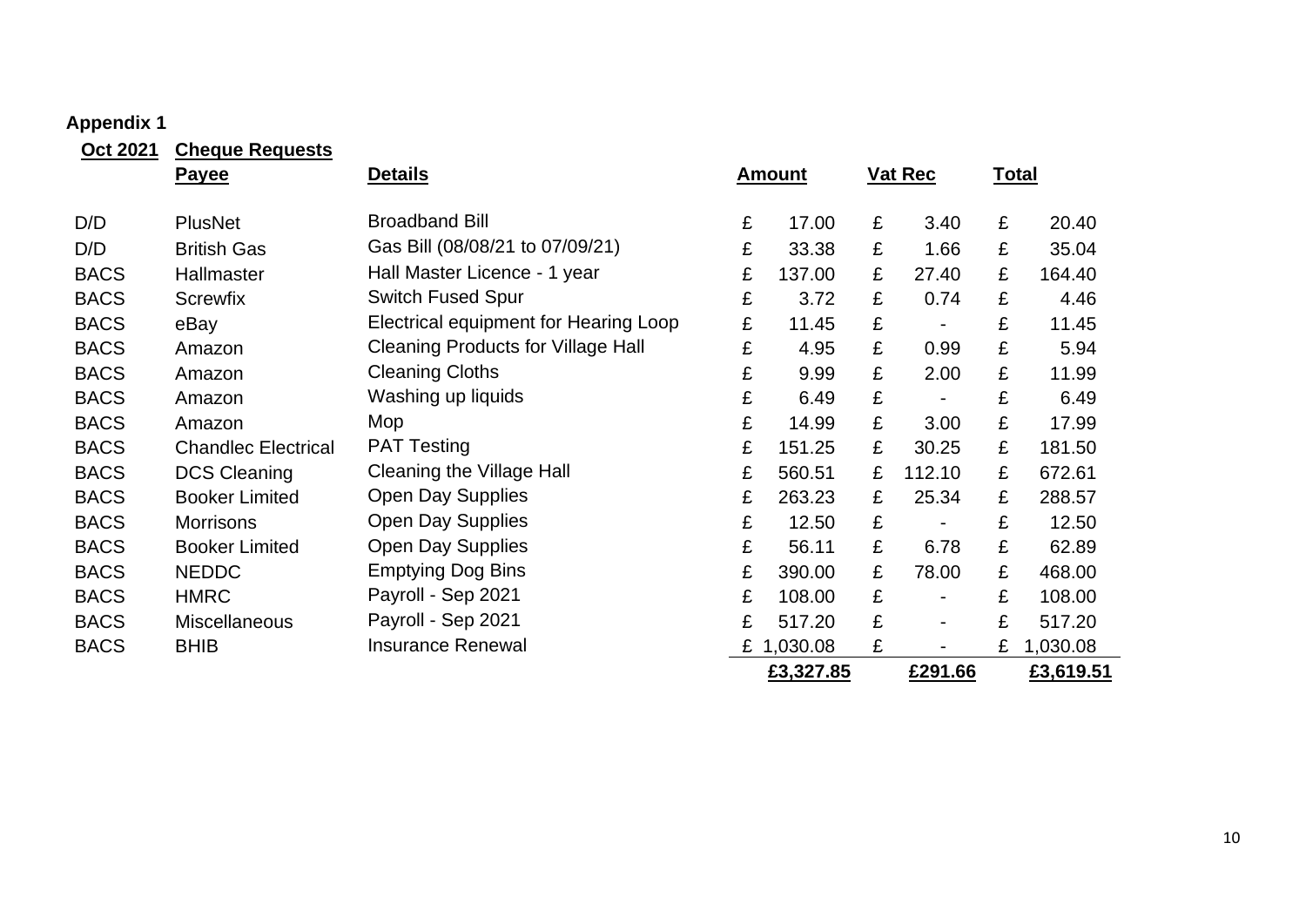**Appendix 1**

| Oct 2021 | Cheque Requests | | | | |
|---|---|---|---|---|---|
| | **Payee** | **Details** | **Amount** | **Vat Rec** | **Total** |
| D/D | PlusNet | Broadband Bill | £ 17.00 | £ 3.40 | £ 20.40 |
| D/D | British Gas | Gas Bill (08/08/21 to 07/09/21) | £ 33.38 | £ 1.66 | £ 35.04 |
| BACS | Hallmaster | Hall Master Licence - 1 year | £ 137.00 | £ 27.40 | £ 164.40 |
| BACS | Screwfix | Switch Fused Spur | £ 3.72 | £ 0.74 | £ 4.46 |
| BACS | eBay | Electrical equipment for Hearing Loop | £ 11.45 | £ - | £ 11.45 |
| BACS | Amazon | Cleaning Products for Village Hall | £ 4.95 | £ 0.99 | £ 5.94 |
| BACS | Amazon | Cleaning Cloths | £ 9.99 | £ 2.00 | £ 11.99 |
| BACS | Amazon | Washing up liquids | £ 6.49 | £ - | £ 6.49 |
| BACS | Amazon | Mop | £ 14.99 | £ 3.00 | £ 17.99 |
| BACS | Chandlec Electrical | PAT Testing | £ 151.25 | £ 30.25 | £ 181.50 |
| BACS | DCS Cleaning | Cleaning the Village Hall | £ 560.51 | £ 112.10 | £ 672.61 |
| BACS | Booker Limited | Open Day Supplies | £ 263.23 | £ 25.34 | £ 288.57 |
| BACS | Morrisons | Open Day Supplies | £ 12.50 | £ - | £ 12.50 |
| BACS | Booker Limited | Open Day Supplies | £ 56.11 | £ 6.78 | £ 62.89 |
| BACS | NEDDC | Emptying Dog Bins | £ 390.00 | £ 78.00 | £ 468.00 |
| BACS | HMRC | Payroll - Sep 2021 | £ 108.00 | £ - | £ 108.00 |
| BACS | Miscellaneous | Payroll - Sep 2021 | £ 517.20 | £ - | £ 517.20 |
| BACS | BHIB | Insurance Renewal | £ 1,030.08 | £ - | £ 1,030.08 |
| | | | **£3,327.85** | **£291.66** | **£3,619.51** |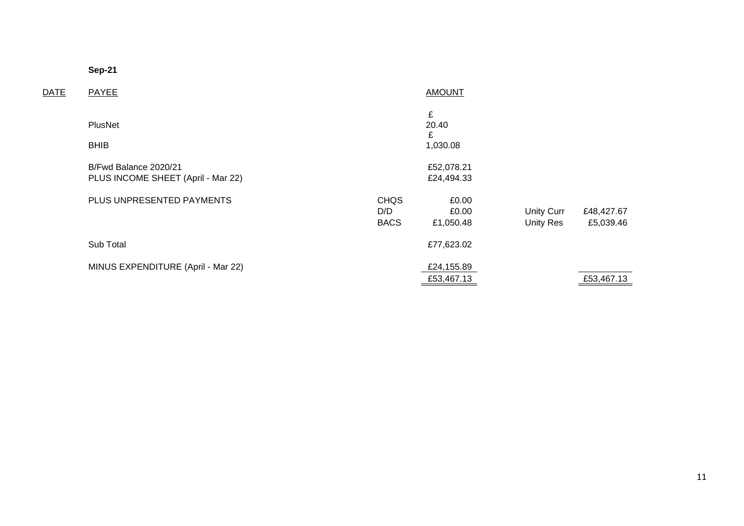**Sep-21**

| DATE | PAYEE | | AMOUNT | | |
|---|---|---|---|---|---|
| | PlusNet | | £ 20.40 | | |
| | BHIB | | £ 1,030.08 | | |
| | B/Fwd Balance 2020/21 | | £52,078.21 | | |
| | PLUS INCOME SHEET (April - Mar 22) | | £24,494.33 | | |
| | PLUS UNPRESENTED PAYMENTS | CHQS | £0.00 | | |
| | | D/D | £0.00 | Unity Curr | £48,427.67 |
| | | BACS | £1,050.48 | Unity Res | £5,039.46 |
| | Sub Total | | £77,623.02 | | |
| | MINUS EXPENDITURE (April - Mar 22) | | £24,155.89 | | |
| | | | £53,467.13 | | £53,467.13 |